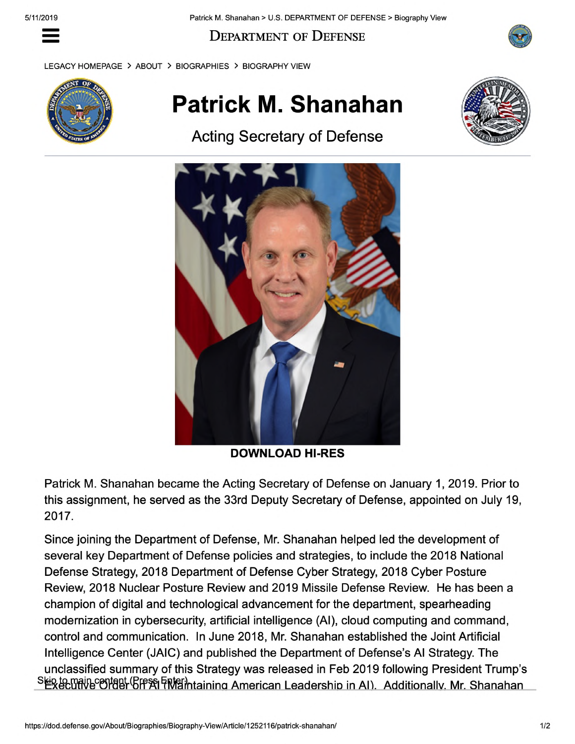# Patrick M. Shanahan

## Acting Secretary of Defense

**DOWNLOAD HI-RES**

Patrick M. Shanahan became the Acting Secretary of Defense on January 1, 2019. Prior to this assignment, he served as the 33rd Deputy Secretary of Defense, appointed on July 19, 2017.

Since joining the Department of Defense, Mr. Shanahan helped led the development of several key Department of Defense policies and strategies, to include the 2018 National Defense Strategy, 2018 Department of Defense Cyber Strategy, 2018 Cyber Posture Review, 2018 Nuclear Posture Review and 2019 Missile Defense Review. He has been a champion of digital and technological advancement for the department, spearheading modernization in cybersecurity, artificial intelligence (AI), cloud computing and command, control and communication. In June 2018, Mr. Shanahan established the Joint Artificial Intelligence Center (JAIC) and published the Department of Defense's AI Strategy. The unclassified summary of this Strategy was released in Feb 2019 following President Trump's Executive Order on AI (Maintaining American Leadership in AI). Additionally, Mr. Shanahan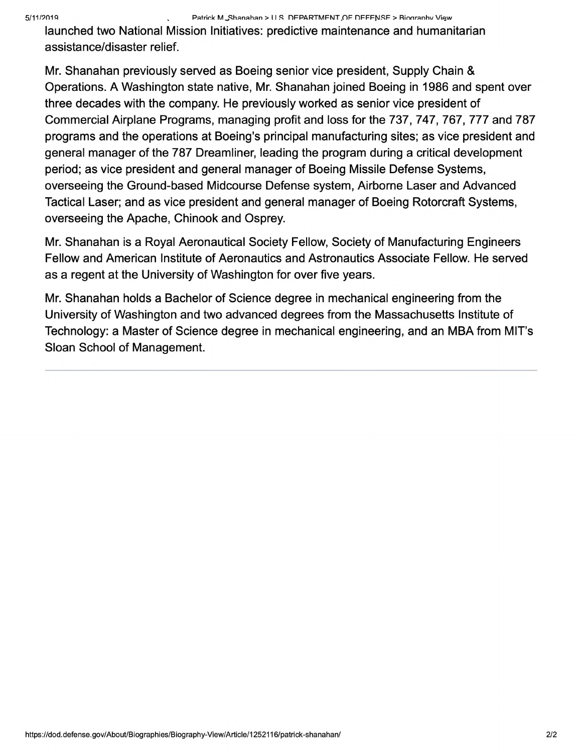launched two National Mission Initiatives: predictive maintenance and humanitarian assistance/disaster relief.

Mr. Shanahan previously served as Boeing senior vice president, Supply Chain & Operations. A Washington state native, Mr. Shanahan joined Boeing in 1986 and spent over three decades with the company. He previously worked as senior vice president of Commercial Airplane Programs, managing profit and loss for the 737, 747, 767, 777 and 787 programs and the operations at Boeing's principal manufacturing sites; as vice president and general manager of the 787 Dreamliner, leading the program during a critical development period; as vice president and general manager of Boeing Missile Defense Systems, overseeing the Ground-based Midcourse Defense system, Airborne Laser and Advanced Tactical Laser; and as vice president and general manager of Boeing Rotorcraft Systems, overseeing the Apache, Chinook and Osprey.

Mr. Shanahan is a Royal Aeronautical Society Fellow, Society of Manufacturing Engineers Fellow and American Institute of Aeronautics and Astronautics Associate Fellow. He served as a regent at the University of Washington for over five years.

Mr. Shanahan holds a Bachelor of Science degree in mechanical engineering from the University of Washington and two advanced degrees from the Massachusetts Institute of Technology: a Master of Science degree in mechanical engineering, and an MBA from MIT's Sloan School of Management.

---